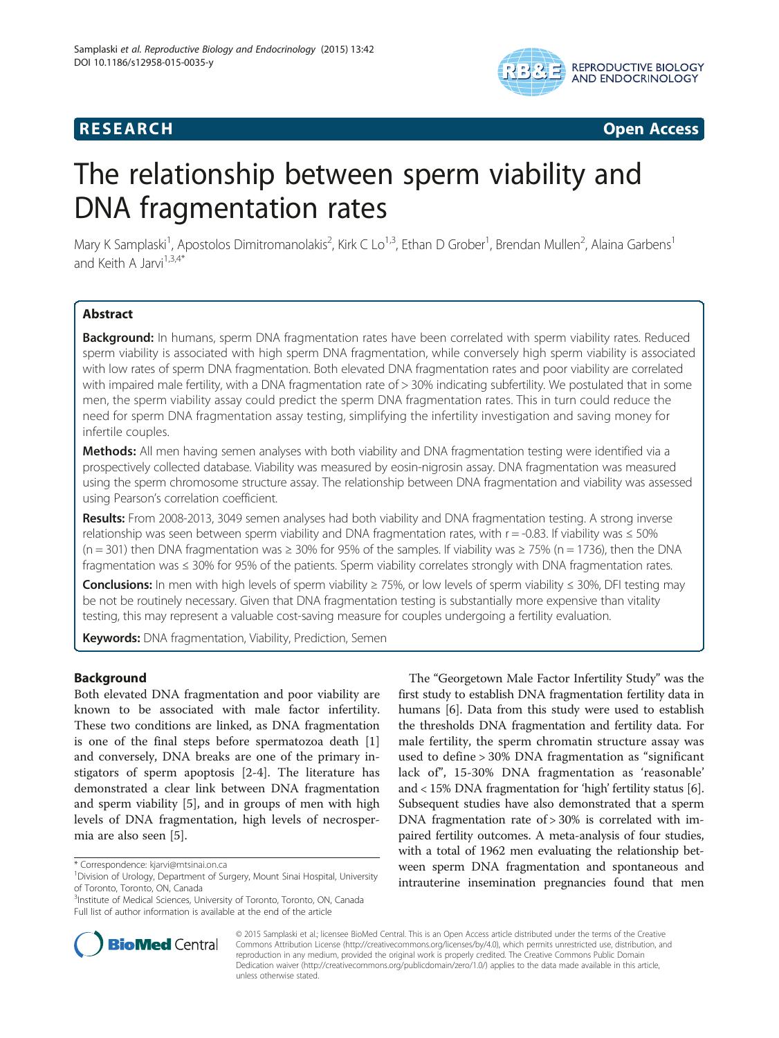**RESEARCH** **Open Access**

# The relationship between sperm viability and DNA fragmentation rates

Mary K Samplaski[1], Apostolos Dimitromanolakis[2], Kirk C Lo[1,3], Ethan D Grober[1], Brendan Mullen[2], Alaina Garbens[1] and Keith A Jarvi[1,3,4*]

## Abstract

**Background:** In humans, sperm DNA fragmentation rates have been correlated with sperm viability rates. Reduced sperm viability is associated with high sperm DNA fragmentation, while conversely high sperm viability is associated with low rates of sperm DNA fragmentation. Both elevated DNA fragmentation rates and poor viability are correlated with impaired male fertility, with a DNA fragmentation rate of > 30% indicating subfertility. We postulated that in some men, the sperm viability assay could predict the sperm DNA fragmentation rates. This in turn could reduce the need for sperm DNA fragmentation assay testing, simplifying the infertility investigation and saving money for infertile couples.

**Methods:** All men having semen analyses with both viability and DNA fragmentation testing were identified via a prospectively collected database. Viability was measured by eosin-nigrosin assay. DNA fragmentation was measured using the sperm chromosome structure assay. The relationship between DNA fragmentation and viability was assessed using Pearson's correlation coefficient.

**Results:** From 2008-2013, 3049 semen analyses had both viability and DNA fragmentation testing. A strong inverse relationship was seen between sperm viability and DNA fragmentation rates, with r = -0.83. If viability was ≤ 50% (n = 301) then DNA fragmentation was ≥ 30% for 95% of the samples. If viability was ≥ 75% (n = 1736), then the DNA fragmentation was ≤ 30% for 95% of the patients. Sperm viability correlates strongly with DNA fragmentation rates.

**Conclusions:** In men with high levels of sperm viability ≥ 75%, or low levels of sperm viability ≤ 30%, DFI testing may be not be routinely necessary. Given that DNA fragmentation testing is substantially more expensive than vitality testing, this may represent a valuable cost-saving measure for couples undergoing a fertility evaluation.

**Keywords:** DNA fragmentation, Viability, Prediction, Semen

## Background

Both elevated DNA fragmentation and poor viability are known to be associated with male factor infertility. These two conditions are linked, as DNA fragmentation is one of the final steps before spermatozoa death [1] and conversely, DNA breaks are one of the primary instigators of sperm apoptosis [2-4]. The literature has demonstrated a clear link between DNA fragmentation and sperm viability [5], and in groups of men with high levels of DNA fragmentation, high levels of necrospermia are also seen [5].

The "Georgetown Male Factor Infertility Study" was the first study to establish DNA fragmentation fertility data in humans [6]. Data from this study were used to establish the thresholds DNA fragmentation and fertility data. For male fertility, the sperm chromatin structure assay was used to define > 30% DNA fragmentation as "significant lack of", 15-30% DNA fragmentation as 'reasonable' and < 15% DNA fragmentation for 'high' fertility status [6]. Subsequent studies have also demonstrated that a sperm DNA fragmentation rate of > 30% is correlated with impaired fertility outcomes. A meta-analysis of four studies, with a total of 1962 men evaluating the relationship between sperm DNA fragmentation and spontaneous and intrauterine insemination pregnancies found that men

\* Correspondence: kjarvi@mtsinai.on.ca
[1]Division of Urology, Department of Surgery, Mount Sinai Hospital, University of Toronto, Toronto, ON, Canada
[3]Institute of Medical Sciences, University of Toronto, Toronto, ON, Canada
Full list of author information is available at the end of the article

© 2015 Samplaski et al.; licensee BioMed Central. This is an Open Access article distributed under the terms of the Creative Commons Attribution License (http://creativecommons.org/licenses/by/4.0), which permits unrestricted use, distribution, and reproduction in any medium, provided the original work is properly credited. The Creative Commons Public Domain Dedication waiver (http://creativecommons.org/publicdomain/zero/1.0/) applies to the data made available in this article, unless otherwise stated.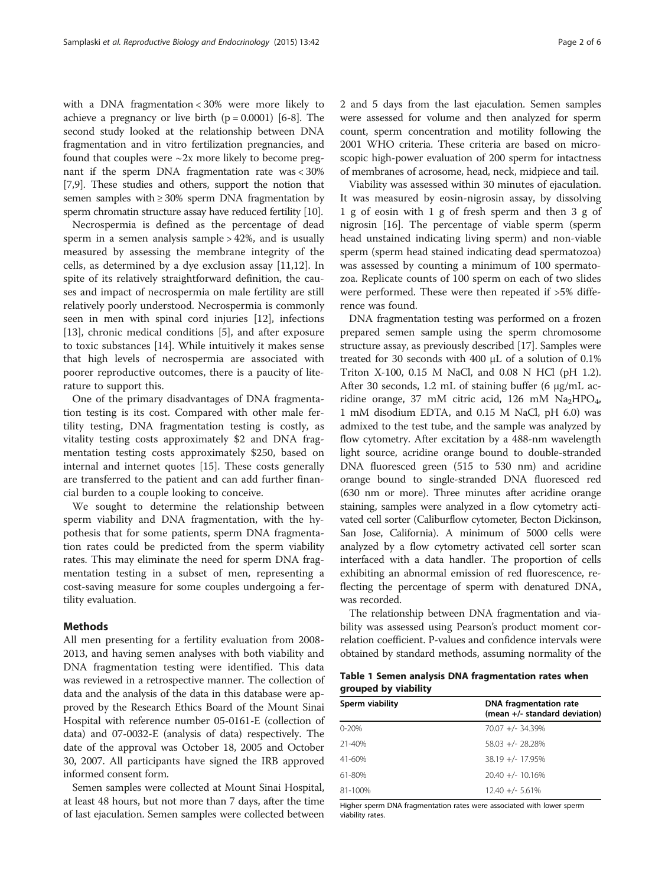with a DNA fragmentation < 30% were more likely to achieve a pregnancy or live birth ($p = 0.0001$) [6-8]. The second study looked at the relationship between DNA fragmentation and in vitro fertilization pregnancies, and found that couples were ~2x more likely to become pregnant if the sperm DNA fragmentation rate was < 30% [7,9]. These studies and others, support the notion that semen samples with ≥ 30% sperm DNA fragmentation by sperm chromatin structure assay have reduced fertility [10].

Necrospermia is defined as the percentage of dead sperm in a semen analysis sample > 42%, and is usually measured by assessing the membrane integrity of the cells, as determined by a dye exclusion assay [11,12]. In spite of its relatively straightforward definition, the causes and impact of necrospermia on male fertility are still relatively poorly understood. Necrospermia is commonly seen in men with spinal cord injuries [12], infections [13], chronic medical conditions [5], and after exposure to toxic substances [14]. While intuitively it makes sense that high levels of necrospermia are associated with poorer reproductive outcomes, there is a paucity of literature to support this.

One of the primary disadvantages of DNA fragmentation testing is its cost. Compared with other male fertility testing, DNA fragmentation testing is costly, as vitality testing costs approximately $2 and DNA fragmentation testing costs approximately $250, based on internal and internet quotes [15]. These costs generally are transferred to the patient and can add further financial burden to a couple looking to conceive.

We sought to determine the relationship between sperm viability and DNA fragmentation, with the hypothesis that for some patients, sperm DNA fragmentation rates could be predicted from the sperm viability rates. This may eliminate the need for sperm DNA fragmentation testing in a subset of men, representing a cost-saving measure for some couples undergoing a fertility evaluation.

## Methods

All men presenting for a fertility evaluation from 2008-2013, and having semen analyses with both viability and DNA fragmentation testing were identified. This data was reviewed in a retrospective manner. The collection of data and the analysis of the data in this database were approved by the Research Ethics Board of the Mount Sinai Hospital with reference number 05-0161-E (collection of data) and 07-0032-E (analysis of data) respectively. The date of the approval was October 18, 2005 and October 30, 2007. All participants have signed the IRB approved informed consent form.

Semen samples were collected at Mount Sinai Hospital, at least 48 hours, but not more than 7 days, after the time of last ejaculation. Semen samples were collected between 2 and 5 days from the last ejaculation. Semen samples were assessed for volume and then analyzed for sperm count, sperm concentration and motility following the 2001 WHO criteria. These criteria are based on microscopic high-power evaluation of 200 sperm for intactness of membranes of acrosome, head, neck, midpiece and tail.

Viability was assessed within 30 minutes of ejaculation. It was measured by eosin-nigrosin assay, by dissolving 1 g of eosin with 1 g of fresh sperm and then 3 g of nigrosin [16]. The percentage of viable sperm (sperm head unstained indicating living sperm) and non-viable sperm (sperm head stained indicating dead spermatozoa) was assessed by counting a minimum of 100 spermatozoa. Replicate counts of 100 sperm on each of two slides were performed. These were then repeated if >5% difference was found.

DNA fragmentation testing was performed on a frozen prepared semen sample using the sperm chromosome structure assay, as previously described [17]. Samples were treated for 30 seconds with 400 μL of a solution of 0.1% Triton X-100, 0.15 M NaCl, and 0.08 N HCl (pH 1.2). After 30 seconds, 1.2 mL of staining buffer (6 μg/mL acridine orange, 37 mM citric acid, 126 mM $Na_2HPO_4$, 1 mM disodium EDTA, and 0.15 M NaCl, pH 6.0) was admixed to the test tube, and the sample was analyzed by flow cytometry. After excitation by a 488-nm wavelength light source, acridine orange bound to double-stranded DNA fluoresced green (515 to 530 nm) and acridine orange bound to single-stranded DNA fluoresced red (630 nm or more). Three minutes after acridine orange staining, samples were analyzed in a flow cytometry activated cell sorter (Caliburflow cytometer, Becton Dickinson, San Jose, California). A minimum of 5000 cells were analyzed by a flow cytometry activated cell sorter scan interfaced with a data handler. The proportion of cells exhibiting an abnormal emission of red fluorescence, reflecting the percentage of sperm with denatured DNA, was recorded.

The relationship between DNA fragmentation and viability was assessed using Pearson's product moment correlation coefficient. P-values and confidence intervals were obtained by standard methods, assuming normality of the

**Table 1 Semen analysis DNA fragmentation rates when grouped by viability**

| Sperm viability | DNA fragmentation rate (mean +/- standard deviation) |
|---|---|
| 0-20% | 70.07 +/- 34.39% |
| 21-40% | 58.03 +/- 28.28% |
| 41-60% | 38.19 +/- 17.95% |
| 61-80% | 20.40 +/- 10.16% |
| 81-100% | 12.40 +/- 5.61% |

Higher sperm DNA fragmentation rates were associated with lower sperm viability rates.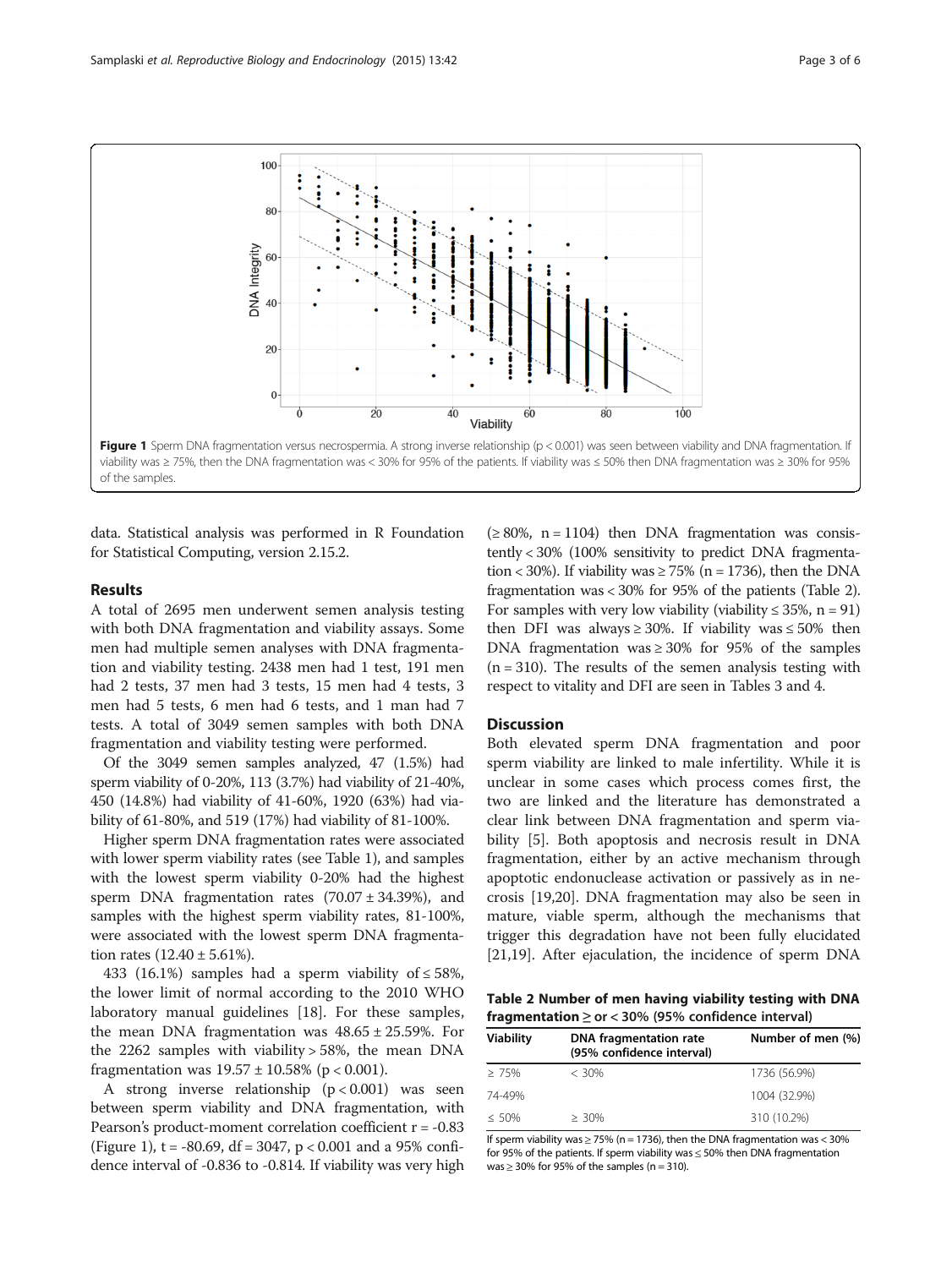**Figure 1** Sperm DNA fragmentation versus necrospermia. A strong inverse relationship (p < 0.001) was seen between viability and DNA fragmentation. If viability was ≥ 75%, then the DNA fragmentation was < 30% for 95% of the patients. If viability was ≤ 50% then DNA fragmentation was ≥ 30% for 95% of the samples.

data. Statistical analysis was performed in R Foundation for Statistical Computing, version 2.15.2.

## Results

A total of 2695 men underwent semen analysis testing with both DNA fragmentation and viability assays. Some men had multiple semen analyses with DNA fragmentation and viability testing. 2438 men had 1 test, 191 men had 2 tests, 37 men had 3 tests, 15 men had 4 tests, 3 men had 5 tests, 6 men had 6 tests, and 1 man had 7 tests. A total of 3049 semen samples with both DNA fragmentation and viability testing were performed.

Of the 3049 semen samples analyzed, 47 (1.5%) had sperm viability of 0-20%, 113 (3.7%) had viability of 21-40%, 450 (14.8%) had viability of 41-60%, 1920 (63%) had viability of 61-80%, and 519 (17%) had viability of 81-100%.

Higher sperm DNA fragmentation rates were associated with lower sperm viability rates (see Table 1), and samples with the lowest sperm viability 0-20% had the highest sperm DNA fragmentation rates (70.07 ± 34.39%), and samples with the highest sperm viability rates, 81-100%, were associated with the lowest sperm DNA fragmentation rates (12.40 ± 5.61%).

433 (16.1%) samples had a sperm viability of ≤ 58%, the lower limit of normal according to the 2010 WHO laboratory manual guidelines [18]. For these samples, the mean DNA fragmentation was 48.65 ± 25.59%. For the 2262 samples with viability > 58%, the mean DNA fragmentation was 19.57 ± 10.58% ($p < 0.001$).

A strong inverse relationship ($p < 0.001$) was seen between sperm viability and DNA fragmentation, with Pearson's product-moment correlation coefficient $r = -0.83$ (Figure 1), $t = -80.69$, $df = 3047$, $p < 0.001$ and a 95% confidence interval of -0.836 to -0.814. If viability was very high (≥ 80%, n = 1104) then DNA fragmentation was consistently < 30% (100% sensitivity to predict DNA fragmentation < 30%). If viability was ≥ 75% (n = 1736), then the DNA fragmentation was < 30% for 95% of the patients (Table 2). For samples with very low viability (viability ≤ 35%, n = 91) then DFI was always ≥ 30%. If viability was ≤ 50% then DNA fragmentation was ≥ 30% for 95% of the samples (n = 310). The results of the semen analysis testing with respect to vitality and DFI are seen in Tables 3 and 4.

## Discussion

Both elevated sperm DNA fragmentation and poor sperm viability are linked to male infertility. While it is unclear in some cases which process comes first, the two are linked and the literature has demonstrated a clear link between DNA fragmentation and sperm viability [5]. Both apoptosis and necrosis result in DNA fragmentation, either by an active mechanism through apoptotic endonuclease activation or passively as in necrosis [19,20]. DNA fragmentation may also be seen in mature, viable sperm, although the mechanisms that trigger this degradation have not been fully elucidated [21,19]. After ejaculation, the incidence of sperm DNA

**Table 2 Number of men having viability testing with DNA fragmentation ≥ or < 30% (95% confidence interval)**

| Viability | DNA fragmentation rate (95% confidence interval) | Number of men (%) |
|---|---|---|
| ≥ 75% | < 30% | 1736 (56.9%) |
| 74-49% | | 1004 (32.9%) |
| ≤ 50% | ≥ 30% | 310 (10.2%) |

If sperm viability was ≥ 75% (n = 1736), then the DNA fragmentation was < 30% for 95% of the patients. If sperm viability was ≤ 50% then DNA fragmentation was ≥ 30% for 95% of the samples (n = 310).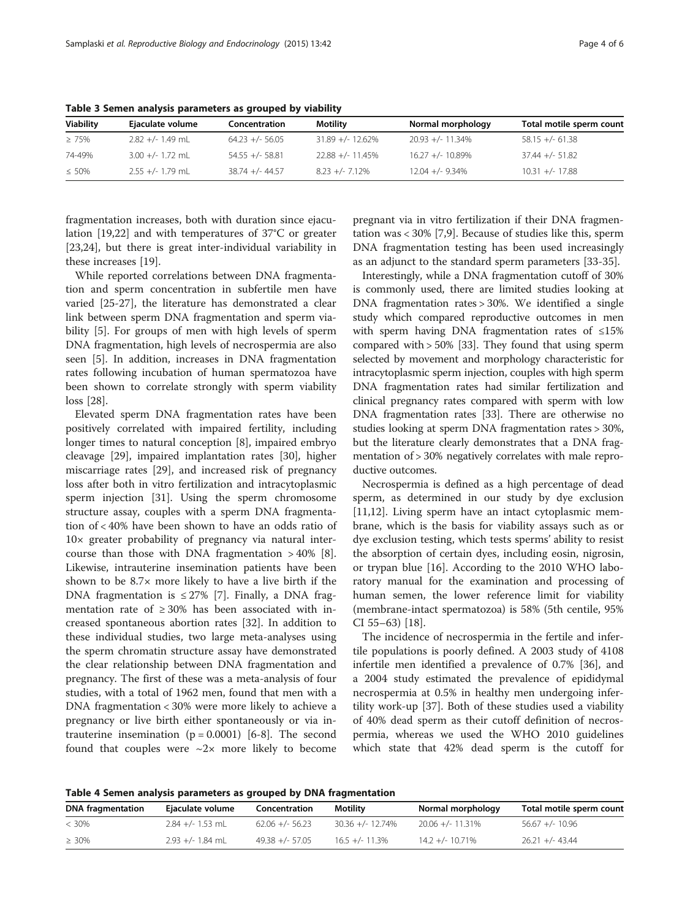**Table 3 Semen analysis parameters as grouped by viability**

| Viability | Ejaculate volume | Concentration | Motility | Normal morphology | Total motile sperm count |
|---|---|---|---|---|---|
| ≥ 75% | 2.82 +/- 1.49 mL | 64.23 +/- 56.05 | 31.89 +/- 12.62% | 20.93 +/- 11.34% | 58.15 +/- 61.38 |
| 74-49% | 3.00 +/- 1.72 mL | 54.55 +/- 58.81 | 22.88 +/- 11.45% | 16.27 +/- 10.89% | 37.44 +/- 51.82 |
| ≤ 50% | 2.55 +/- 1.79 mL | 38.74 +/- 44.57 | 8.23 +/- 7.12% | 12.04 +/- 9.34% | 10.31 +/- 17.88 |

fragmentation increases, both with duration since ejaculation [19,22] and with temperatures of 37°C or greater [23,24], but there is great inter-individual variability in these increases [19].

While reported correlations between DNA fragmentation and sperm concentration in subfertile men have varied [25-27], the literature has demonstrated a clear link between sperm DNA fragmentation and sperm viability [5]. For groups of men with high levels of sperm DNA fragmentation, high levels of necrospermia are also seen [5]. In addition, increases in DNA fragmentation rates following incubation of human spermatozoa have been shown to correlate strongly with sperm viability loss [28].

Elevated sperm DNA fragmentation rates have been positively correlated with impaired fertility, including longer times to natural conception [8], impaired embryo cleavage [29], impaired implantation rates [30], higher miscarriage rates [29], and increased risk of pregnancy loss after both in vitro fertilization and intracytoplasmic sperm injection [31]. Using the sperm chromosome structure assay, couples with a sperm DNA fragmentation of < 40% have been shown to have an odds ratio of 10× greater probability of pregnancy via natural intercourse than those with DNA fragmentation > 40% [8]. Likewise, intrauterine insemination patients have been shown to be 8.7× more likely to have a live birth if the DNA fragmentation is ≤ 27% [7]. Finally, a DNA fragmentation rate of ≥ 30% has been associated with increased spontaneous abortion rates [32]. In addition to these individual studies, two large meta-analyses using the sperm chromatin structure assay have demonstrated the clear relationship between DNA fragmentation and pregnancy. The first of these was a meta-analysis of four studies, with a total of 1962 men, found that men with a DNA fragmentation < 30% were more likely to achieve a pregnancy or live birth either spontaneously or via intrauterine insemination ($p = 0.0001$) [6-8]. The second found that couples were ~2× more likely to become pregnant via in vitro fertilization if their DNA fragmentation was < 30% [7,9]. Because of studies like this, sperm DNA fragmentation testing has been used increasingly as an adjunct to the standard sperm parameters [33-35].

Interestingly, while a DNA fragmentation cutoff of 30% is commonly used, there are limited studies looking at DNA fragmentation rates > 30%. We identified a single study which compared reproductive outcomes in men with sperm having DNA fragmentation rates of ≤15% compared with > 50% [33]. They found that using sperm selected by movement and morphology characteristic for intracytoplasmic sperm injection, couples with high sperm DNA fragmentation rates had similar fertilization and clinical pregnancy rates compared with sperm with low DNA fragmentation rates [33]. There are otherwise no studies looking at sperm DNA fragmentation rates > 30%, but the literature clearly demonstrates that a DNA fragmentation of > 30% negatively correlates with male reproductive outcomes.

Necrospermia is defined as a high percentage of dead sperm, as determined in our study by dye exclusion [11,12]. Living sperm have an intact cytoplasmic membrane, which is the basis for viability assays such as or dye exclusion testing, which tests sperms' ability to resist the absorption of certain dyes, including eosin, nigrosin, or trypan blue [16]. According to the 2010 WHO laboratory manual for the examination and processing of human semen, the lower reference limit for viability (membrane-intact spermatozoa) is 58% (5th centile, 95% CI 55–63) [18].

The incidence of necrospermia in the fertile and infertile populations is poorly defined. A 2003 study of 4108 infertile men identified a prevalence of 0.7% [36], and a 2004 study estimated the prevalence of epididymal necrospermia at 0.5% in healthy men undergoing infertility work-up [37]. Both of these studies used a viability of 40% dead sperm as their cutoff definition of necrospermia, whereas we used the WHO 2010 guidelines which state that 42% dead sperm is the cutoff for

**Table 4 Semen analysis parameters as grouped by DNA fragmentation**

| DNA fragmentation | Ejaculate volume | Concentration | Motility | Normal morphology | Total motile sperm count |
|---|---|---|---|---|---|
| < 30% | 2.84 +/- 1.53 mL | 62.06 +/- 56.23 | 30.36 +/- 12.74% | 20.06 +/- 11.31% | 56.67 +/- 10.96 |
| ≥ 30% | 2.93 +/- 1.84 mL | 49.38 +/- 57.05 | 16.5 +/- 11.3% | 14.2 +/- 10.71% | 26.21 +/- 43.44 |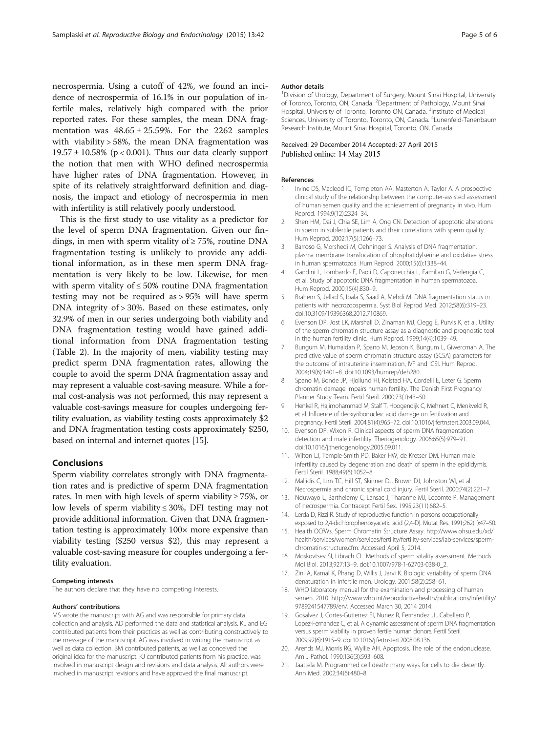necrospermia. Using a cutoff of 42%, we found an incidence of necrospermia of 16.1% in our population of infertile males, relatively high compared with the prior reported rates. For these samples, the mean DNA fragmentation was $48.65 \pm 25.59\%$. For the 2262 samples with viability > 58%, the mean DNA fragmentation was $19.57 \pm 10.58\%$ ($p < 0.001$). Thus our data clearly support the notion that men with WHO defined necrospermia have higher rates of DNA fragmentation. However, in spite of its relatively straightforward definition and diagnosis, the impact and etiology of necrospermia in men with infertility is still relatively poorly understood.

This is the first study to use vitality as a predictor for the level of sperm DNA fragmentation. Given our findings, in men with sperm vitality of ≥ 75%, routine DNA fragmentation testing is unlikely to provide any additional information, as in these men sperm DNA fragmentation is very likely to be low. Likewise, for men with sperm vitality of ≤ 50% routine DNA fragmentation testing may not be required as > 95% will have sperm DNA integrity of > 30%. Based on these estimates, only 32.9% of men in our series undergoing both viability and DNA fragmentation testing would have gained additional information from DNA fragmentation testing (Table 2). In the majority of men, viability testing may predict sperm DNA fragmentation rates, allowing the couple to avoid the sperm DNA fragmentation assay and may represent a valuable cost-saving measure. While a formal cost-analysis was not performed, this may represent a valuable cost-savings measure for couples undergoing fertility evaluation, as viability testing costs approximately $2 and DNA fragmentation testing costs approximately $250, based on internal and internet quotes [15].

## Conclusions

Sperm viability correlates strongly with DNA fragmentation rates and is predictive of sperm DNA fragmentation rates. In men with high levels of sperm viability ≥ 75%, or low levels of sperm viability ≤ 30%, DFI testing may not provide additional information. Given that DNA fragmentation testing is approximately 100× more expensive than viability testing ($250 versus $2), this may represent a valuable cost-saving measure for couples undergoing a fertility evaluation.

#### Competing interests

The authors declare that they have no competing interests.

#### Authors' contributions

MS wrote the manuscript with AG and was responsible for primary data collection and analysis. AD performed the data and statistical analysis. KL and EG contributed patients from their practices as well as contributing constructively to the message of the manuscript. AG was involved in writing the manuscript as well as data collection. BM contributed patients, as well as conceived the original idea for the manuscript. KJ contributed patients from his practice, was involved in manuscript design and revisions and data analysis. All authors were involved in manuscript revisions and have approved the final manuscript.

#### Author details

[1]Division of Urology, Department of Surgery, Mount Sinai Hospital, University of Toronto, Toronto, ON, Canada. [2]Department of Pathology, Mount Sinai Hospital, University of Toronto, Toronto ON, Canada. [3]Institute of Medical Sciences, University of Toronto, Toronto, ON, Canada. [4]Lunenfeld-Tanenbaum Research Institute, Mount Sinai Hospital, Toronto, ON, Canada.

Received: 29 December 2014 Accepted: 27 April 2015
Published online: 14 May 2015

#### References

1. Irvine DS, Macleod IC, Templeton AA, Masterton A, Taylor A. A prospective clinical study of the relationship between the computer-assisted assessment of human semen quality and the achievement of pregnancy in vivo. Hum Reprod. 1994;9(12):2324–34.
2. Shen HM, Dai J, Chia SE, Lim A, Ong CN. Detection of apoptotic alterations in sperm in subfertile patients and their correlations with sperm quality. Hum Reprod. 2002;17(5):1266–73.
3. Barroso G, Morshedi M, Oehninger S. Analysis of DNA fragmentation, plasma membrane translocation of phosphatidylserine and oxidative stress in human spermatozoa. Hum Reprod. 2000;15(6):1338–44.
4. Gandini L, Lombardo F, Paoli D, Caponecchia L, Familiari G, Verlengia C, et al. Study of apoptotic DNA fragmentation in human spermatozoa. Hum Reprod. 2000;15(4):830–9.
5. Brahem S, Jellad S, Ibala S, Saad A, Mehdi M. DNA fragmentation status in patients with necrozoospermia. Syst Biol Reprod Med. 2012;58(6):319–23. doi:10.3109/19396368.2012.710869.
6. Evenson DP, Jost LK, Marshall D, Zinaman MJ, Clegg E, Purvis K, et al. Utility of the sperm chromatin structure assay as a diagnostic and prognostic tool in the human fertility clinic. Hum Reprod. 1999;14(4):1039–49.
7. Bungum M, Humaidan P, Spano M, Jepson K, Bungum L, Giwercman A. The predictive value of sperm chromatin structure assay (SCSA) parameters for the outcome of intrauterine insemination, IVF and ICSI. Hum Reprod. 2004;19(6):1401–8. doi:10.1093/humrep/deh280.
8. Spano M, Bonde JP, Hjollund HI, Kolstad HA, Cordelli E, Leter G. Sperm chromatin damage impairs human fertility. The Danish First Pregnancy Planner Study Team. Fertil Steril. 2000;73(1):43–50.
9. Henkel R, Hajimohammad M, Stalf T, Hoogendijk C, Mehnert C, Menkveld R, et al. Influence of deoxyribonucleic acid damage on fertilization and pregnancy. Fertil Steril. 2004;81(4):965–72. doi:10.1016/j.fertnstert.2003.09.044.
10. Evenson DP, Wixon R. Clinical aspects of sperm DNA fragmentation detection and male infertility. Theriogenology. 2006;65(5):979–91. doi:10.1016/j.theriogenology.2005.09.011.
11. Wilton LJ, Temple-Smith PD, Baker HW, de Kretser DM. Human male infertility caused by degeneration and death of sperm in the epididymis. Fertil Steril. 1988;49(6):1052–8.
12. Mallidis C, Lim TC, Hill ST, Skinner DJ, Brown DJ, Johnston WI, et al. Necrospermia and chronic spinal cord injury. Fertil Steril. 2000;74(2):221–7.
13. Nduwayo L, Barthelemy C, Lansac J, Tharanne MJ, Lecomte P. Management of necrospermia. Contracept Fertil Sex. 1995;23(11):682–5.
14. Lerda D, Rizzi R. Study of reproductive function in persons occupationally exposed to 2,4-dichlorophenoxyacetic acid (2,4-D). Mutat Res. 1991;262(1):47–50.
15. Health OCfWs. Sperm Chromatin Structure Assay. http://www.ohsu.edu/xd/health/services/women/services/fertility/fertility-services/lab-services/sperm-chromatin-structure.cfm. Accessed April 5, 2014.
16. Moskovtsev SI, Librach CL. Methods of sperm vitality assessment. Methods Mol Biol. 2013;927:13–9. doi:10.1007/978-1-62703-038-0_2.
17. Zini A, Kamal K, Phang D, Willis J, Jarvi K. Biologic variability of sperm DNA denaturation in infertile men. Urology. 2001;58(2):258–61.
18. WHO laboratory manual for the examination and processing of human semen. 2010. http://www.who.int/reproductivehealth/publications/infertility/9789241547789/en/. Accessed March 30, 2014 2014.
19. Gosalvez J, Cortes-Gutierrez EI, Nunez R, Fernandez JL, Caballero P, Lopez-Fernandez C, et al. A dynamic assessment of sperm DNA fragmentation versus sperm viability in proven fertile human donors. Fertil Steril. 2009;92(6):1915–9. doi:10.1016/j.fertnstert.2008.08.136.
20. Arends MJ, Morris RG, Wyllie AH. Apoptosis. The role of the endonuclease. Am J Pathol. 1990;136(3):593–608.
21. Jaattela M. Programmed cell death: many ways for cells to die decently. Ann Med. 2002;34(6):480–8.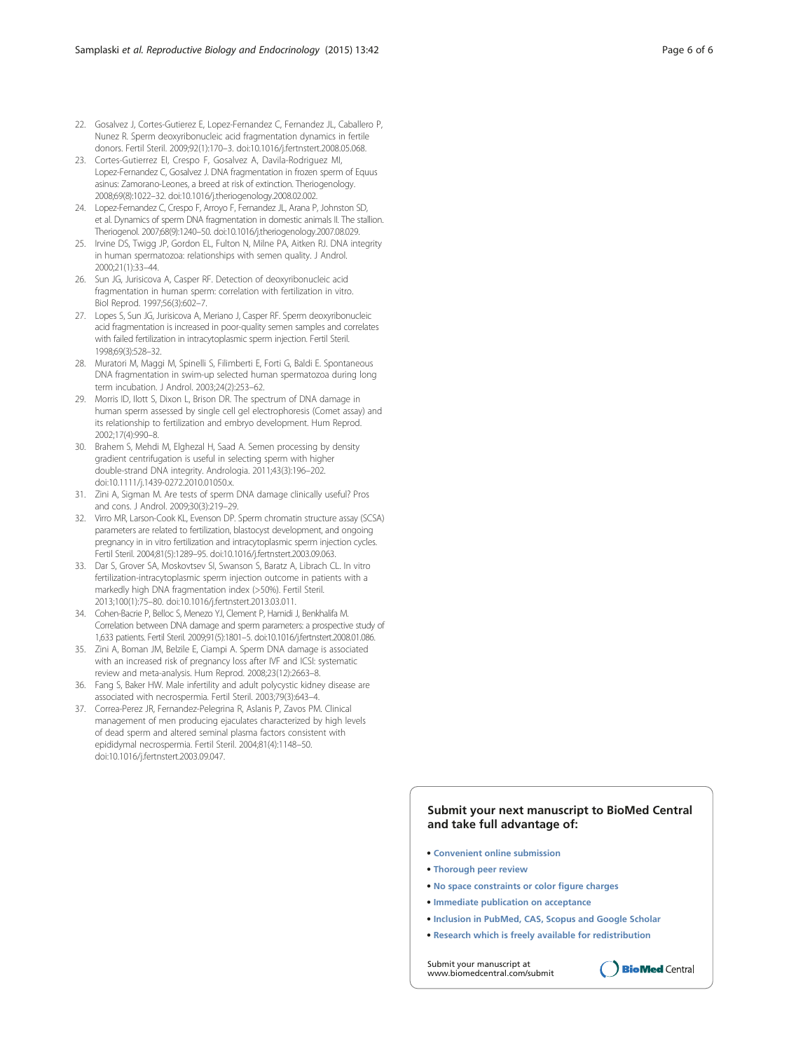22. Gosalvez J, Cortes-Gutierez E, Lopez-Fernandez C, Fernandez JL, Caballero P, Nunez R. Sperm deoxyribonucleic acid fragmentation dynamics in fertile donors. Fertil Steril. 2009;92(1):170–3. doi:10.1016/j.fertnstert.2008.05.068.
23. Cortes-Gutierrez EI, Crespo F, Gosalvez A, Davila-Rodriguez MI, Lopez-Fernandez C, Gosalvez J. DNA fragmentation in frozen sperm of Equus asinus: Zamorano-Leones, a breed at risk of extinction. Theriogenology. 2008;69(8):1022–32. doi:10.1016/j.theriogenology.2008.02.002.
24. Lopez-Fernandez C, Crespo F, Arroyo F, Fernandez JL, Arana P, Johnston SD, et al. Dynamics of sperm DNA fragmentation in domestic animals II. The stallion. Theriogenol. 2007;68(9):1240–50. doi:10.1016/j.theriogenology.2007.08.029.
25. Irvine DS, Twigg JP, Gordon EL, Fulton N, Milne PA, Aitken RJ. DNA integrity in human spermatozoa: relationships with semen quality. J Androl. 2000;21(1):33–44.
26. Sun JG, Jurisicova A, Casper RF. Detection of deoxyribonucleic acid fragmentation in human sperm: correlation with fertilization in vitro. Biol Reprod. 1997;56(3):602–7.
27. Lopes S, Sun JG, Jurisicova A, Meriano J, Casper RF. Sperm deoxyribonucleic acid fragmentation is increased in poor-quality semen samples and correlates with failed fertilization in intracytoplasmic sperm injection. Fertil Steril. 1998;69(3):528–32.
28. Muratori M, Maggi M, Spinelli S, Filimberti E, Forti G, Baldi E. Spontaneous DNA fragmentation in swim-up selected human spermatozoa during long term incubation. J Androl. 2003;24(2):253–62.
29. Morris ID, Ilott S, Dixon L, Brison DR. The spectrum of DNA damage in human sperm assessed by single cell gel electrophoresis (Comet assay) and its relationship to fertilization and embryo development. Hum Reprod. 2002;17(4):990–8.
30. Brahem S, Mehdi M, Elghezal H, Saad A. Semen processing by density gradient centrifugation is useful in selecting sperm with higher double-strand DNA integrity. Andrologia. 2011;43(3):196–202. doi:10.1111/j.1439-0272.2010.01050.x.
31. Zini A, Sigman M. Are tests of sperm DNA damage clinically useful? Pros and cons. J Androl. 2009;30(3):219–29.
32. Virro MR, Larson-Cook KL, Evenson DP. Sperm chromatin structure assay (SCSA) parameters are related to fertilization, blastocyst development, and ongoing pregnancy in in vitro fertilization and intracytoplasmic sperm injection cycles. Fertil Steril. 2004;81(5):1289–95. doi:10.1016/j.fertnstert.2003.09.063.
33. Dar S, Grover SA, Moskovtsev SI, Swanson S, Baratz A, Librach CL. In vitro fertilization-intracytoplasmic sperm injection outcome in patients with a markedly high DNA fragmentation index (>50%). Fertil Steril. 2013;100(1):75–80. doi:10.1016/j.fertnstert.2013.03.011.
34. Cohen-Bacrie P, Belloc S, Menezo YJ, Clement P, Hamidi J, Benkhalifa M. Correlation between DNA damage and sperm parameters: a prospective study of 1,633 patients. Fertil Steril. 2009;91(5):1801–5. doi:10.1016/j.fertnstert.2008.01.086.
35. Zini A, Boman JM, Belzile E, Ciampi A. Sperm DNA damage is associated with an increased risk of pregnancy loss after IVF and ICSI: systematic review and meta-analysis. Hum Reprod. 2008;23(12):2663–8.
36. Fang S, Baker HW. Male infertility and adult polycystic kidney disease are associated with necrospermia. Fertil Steril. 2003;79(3):643–4.
37. Correa-Perez JR, Fernandez-Pelegrina R, Aslanis P, Zavos PM. Clinical management of men producing ejaculates characterized by high levels of dead sperm and altered seminal plasma factors consistent with epididymal necrospermia. Fertil Steril. 2004;81(4):1148–50. doi:10.1016/j.fertnstert.2003.09.047.

**Submit your next manuscript to BioMed Central and take full advantage of:**

- **Convenient online submission**
- **Thorough peer review**
- **No space constraints or color figure charges**
- **Immediate publication on acceptance**
- **Inclusion in PubMed, CAS, Scopus and Google Scholar**
- **Research which is freely available for redistribution**

Submit your manuscript at
www.biomedcentral.com/submit

BioMed Central